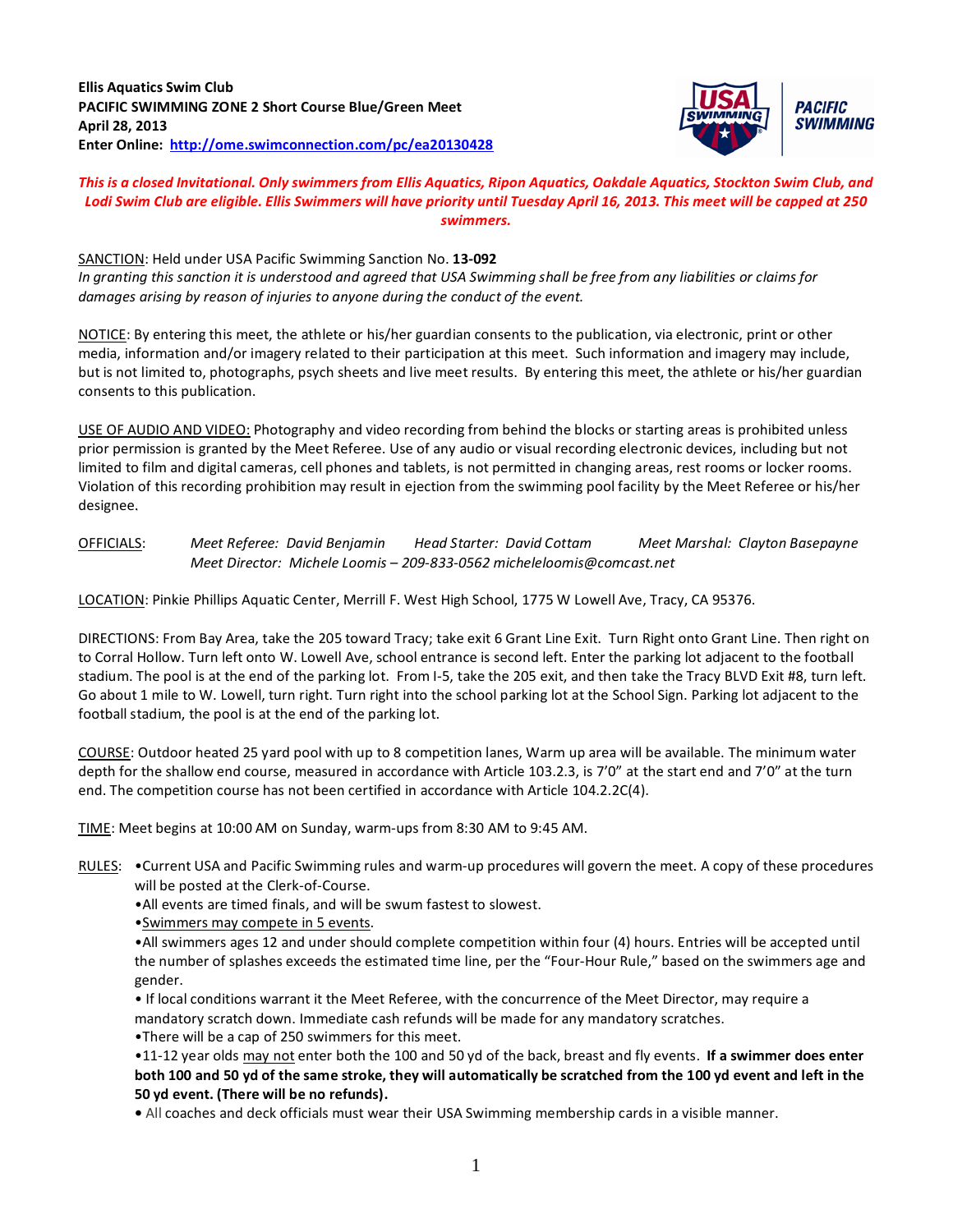**Ellis Aquatics Swim Club**
**PACIFIC SWIMMING ZONE 2 Short Course Blue/Green Meet**
**April 28, 2013**
**Enter Online: [http://ome.swimconnection.com/pc/ea20130428](http://ome.swimconnection.com/pc/ea20130428)**

***This is a closed Invitational. Only swimmers from Ellis Aquatics, Ripon Aquatics, Oakdale Aquatics, Stockton Swim Club, and Lodi Swim Club are eligible. Ellis Swimmers will have priority until Tuesday April 16, 2013. This meet will be capped at 250 swimmers.***

SANCTION: Held under USA Pacific Swimming Sanction No. **13-092**
*In granting this sanction it is understood and agreed that USA Swimming shall be free from any liabilities or claims for damages arising by reason of injuries to anyone during the conduct of the event.*

NOTICE: By entering this meet, the athlete or his/her guardian consents to the publication, via electronic, print or other media, information and/or imagery related to their participation at this meet. Such information and imagery may include, but is not limited to, photographs, psych sheets and live meet results. By entering this meet, the athlete or his/her guardian consents to this publication.

USE OF AUDIO AND VIDEO: Photography and video recording from behind the blocks or starting areas is prohibited unless prior permission is granted by the Meet Referee. Use of any audio or visual recording electronic devices, including but not limited to film and digital cameras, cell phones and tablets, is not permitted in changing areas, rest rooms or locker rooms. Violation of this recording prohibition may result in ejection from the swimming pool facility by the Meet Referee or his/her designee.

OFFICIALS: *Meet Referee: David Benjamin* *Head Starter: David Cottam* *Meet Marshal: Clayton Basepayne*
*Meet Director: Michele Loomis – 209-833-0562 micheleloomis@comcast.net*

LOCATION: Pinkie Phillips Aquatic Center, Merrill F. West High School, 1775 W Lowell Ave, Tracy, CA 95376.

DIRECTIONS: From Bay Area, take the 205 toward Tracy; take exit 6 Grant Line Exit. Turn Right onto Grant Line. Then right on to Corral Hollow. Turn left onto W. Lowell Ave, school entrance is second left. Enter the parking lot adjacent to the football stadium. The pool is at the end of the parking lot. From I-5, take the 205 exit, and then take the Tracy BLVD Exit #8, turn left. Go about 1 mile to W. Lowell, turn right. Turn right into the school parking lot at the School Sign. Parking lot adjacent to the football stadium, the pool is at the end of the parking lot.

COURSE: Outdoor heated 25 yard pool with up to 8 competition lanes, Warm up area will be available. The minimum water depth for the shallow end course, measured in accordance with Article 103.2.3, is 7'0" at the start end and 7'0" at the turn end. The competition course has not been certified in accordance with Article 104.2.2C(4).

TIME: Meet begins at 10:00 AM on Sunday, warm-ups from 8:30 AM to 9:45 AM.

RULES:
- Current USA and Pacific Swimming rules and warm-up procedures will govern the meet. A copy of these procedures will be posted at the Clerk-of-Course.
- All events are timed finals, and will be swum fastest to slowest.
- Swimmers may compete in 5 events.
- All swimmers ages 12 and under should complete competition within four (4) hours. Entries will be accepted until the number of splashes exceeds the estimated time line, per the "Four-Hour Rule," based on the swimmers age and gender.
- If local conditions warrant it the Meet Referee, with the concurrence of the Meet Director, may require a mandatory scratch down. Immediate cash refunds will be made for any mandatory scratches.
- There will be a cap of 250 swimmers for this meet.
- 11-12 year olds may not enter both the 100 and 50 yd of the back, breast and fly events. **If a swimmer does enter both 100 and 50 yd of the same stroke, they will automatically be scratched from the 100 yd event and left in the 50 yd event. (There will be no refunds).**
- All coaches and deck officials must wear their USA Swimming membership cards in a visible manner.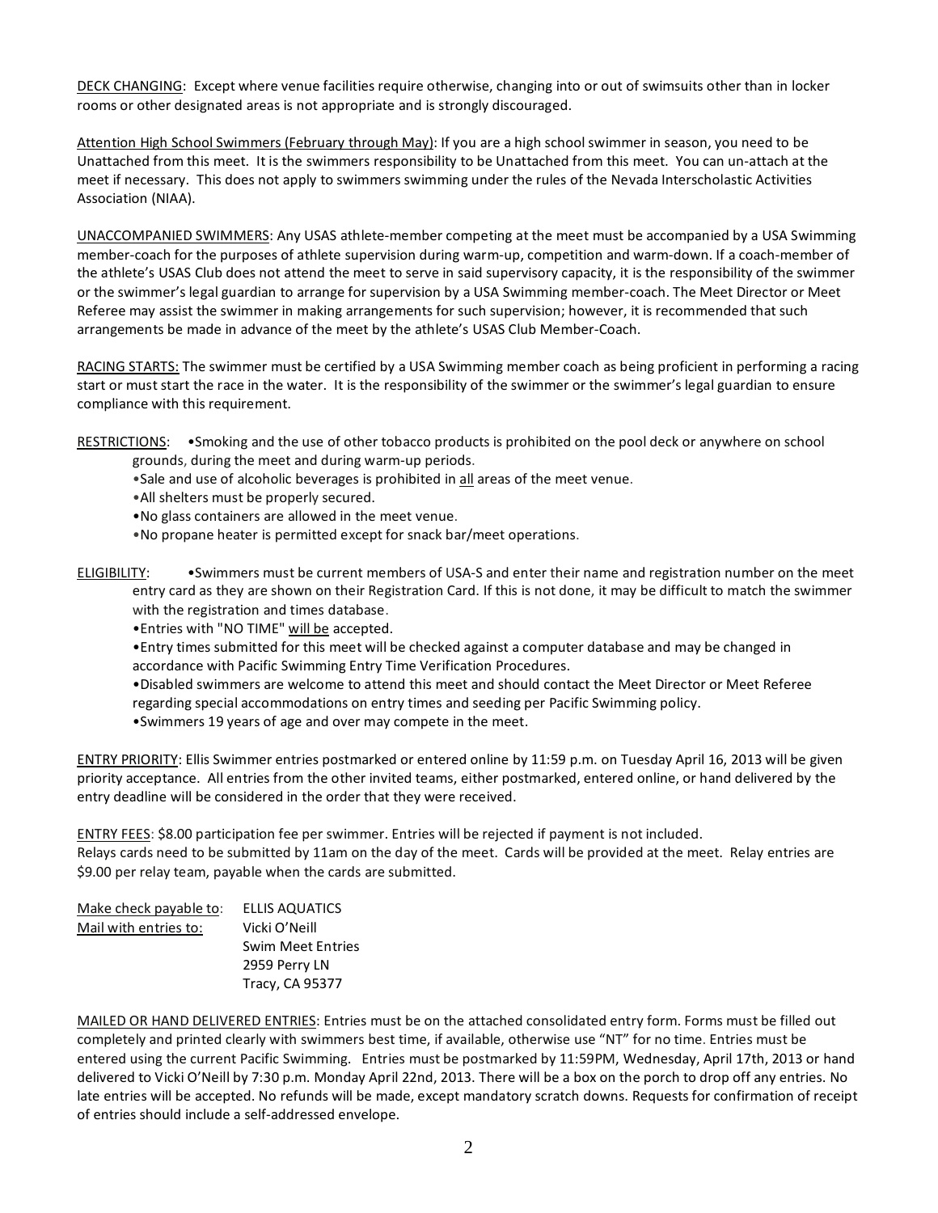<u>DECK CHANGING</u>: Except where venue facilities require otherwise, changing into or out of swimsuits other than in locker rooms or other designated areas is not appropriate and is strongly discouraged.

<u>Attention High School Swimmers (February through May)</u>: If you are a high school swimmer in season, you need to be Unattached from this meet. It is the swimmers responsibility to be Unattached from this meet. You can un-attach at the meet if necessary. This does not apply to swimmers swimming under the rules of the Nevada Interscholastic Activities Association (NIAA).

<u>UNACCOMPANIED SWIMMERS</u>: Any USAS athlete-member competing at the meet must be accompanied by a USA Swimming member-coach for the purposes of athlete supervision during warm-up, competition and warm-down. If a coach-member of the athlete's USAS Club does not attend the meet to serve in said supervisory capacity, it is the responsibility of the swimmer or the swimmer's legal guardian to arrange for supervision by a USA Swimming member-coach. The Meet Director or Meet Referee may assist the swimmer in making arrangements for such supervision; however, it is recommended that such arrangements be made in advance of the meet by the athlete's USAS Club Member-Coach.

<u>RACING STARTS:</u> The swimmer must be certified by a USA Swimming member coach as being proficient in performing a racing start or must start the race in the water. It is the responsibility of the swimmer or the swimmer's legal guardian to ensure compliance with this requirement.

<u>RESTRICTIONS</u>:
- Smoking and the use of other tobacco products is prohibited on the pool deck or anywhere on school grounds, during the meet and during warm-up periods.
- Sale and use of alcoholic beverages is prohibited in <u>all</u> areas of the meet venue.
- All shelters must be properly secured.
- No glass containers are allowed in the meet venue.
- No propane heater is permitted except for snack bar/meet operations.

<u>ELIGIBILITY</u>:
- Swimmers must be current members of USA-S and enter their name and registration number on the meet entry card as they are shown on their Registration Card. If this is not done, it may be difficult to match the swimmer with the registration and times database.
- Entries with "NO TIME" <u>will be</u> accepted.
- Entry times submitted for this meet will be checked against a computer database and may be changed in accordance with Pacific Swimming Entry Time Verification Procedures.
- Disabled swimmers are welcome to attend this meet and should contact the Meet Director or Meet Referee regarding special accommodations on entry times and seeding per Pacific Swimming policy.
- Swimmers 19 years of age and over may compete in the meet.

<u>ENTRY PRIORITY</u>: Ellis Swimmer entries postmarked or entered online by 11:59 p.m. on Tuesday April 16, 2013 will be given priority acceptance. All entries from the other invited teams, either postmarked, entered online, or hand delivered by the entry deadline will be considered in the order that they were received.

<u>ENTRY FEES</u>: $8.00 participation fee per swimmer. Entries will be rejected if payment is not included.
Relays cards need to be submitted by 11am on the day of the meet. Cards will be provided at the meet. Relay entries are $9.00 per relay team, payable when the cards are submitted.

<u>Make check payable to</u>: ELLIS AQUATICS
<u>Mail with entries to:</u> Vicki O'Neill
Swim Meet Entries
2959 Perry LN
Tracy, CA 95377

<u>MAILED OR HAND DELIVERED ENTRIES</u>: Entries must be on the attached consolidated entry form. Forms must be filled out completely and printed clearly with swimmers best time, if available, otherwise use "NT" for no time. Entries must be entered using the current Pacific Swimming. Entries must be postmarked by 11:59PM, Wednesday, April 17th, 2013 or hand delivered to Vicki O'Neill by 7:30 p.m. Monday April 22nd, 2013. There will be a box on the porch to drop off any entries. No late entries will be accepted. No refunds will be made, except mandatory scratch downs. Requests for confirmation of receipt of entries should include a self-addressed envelope.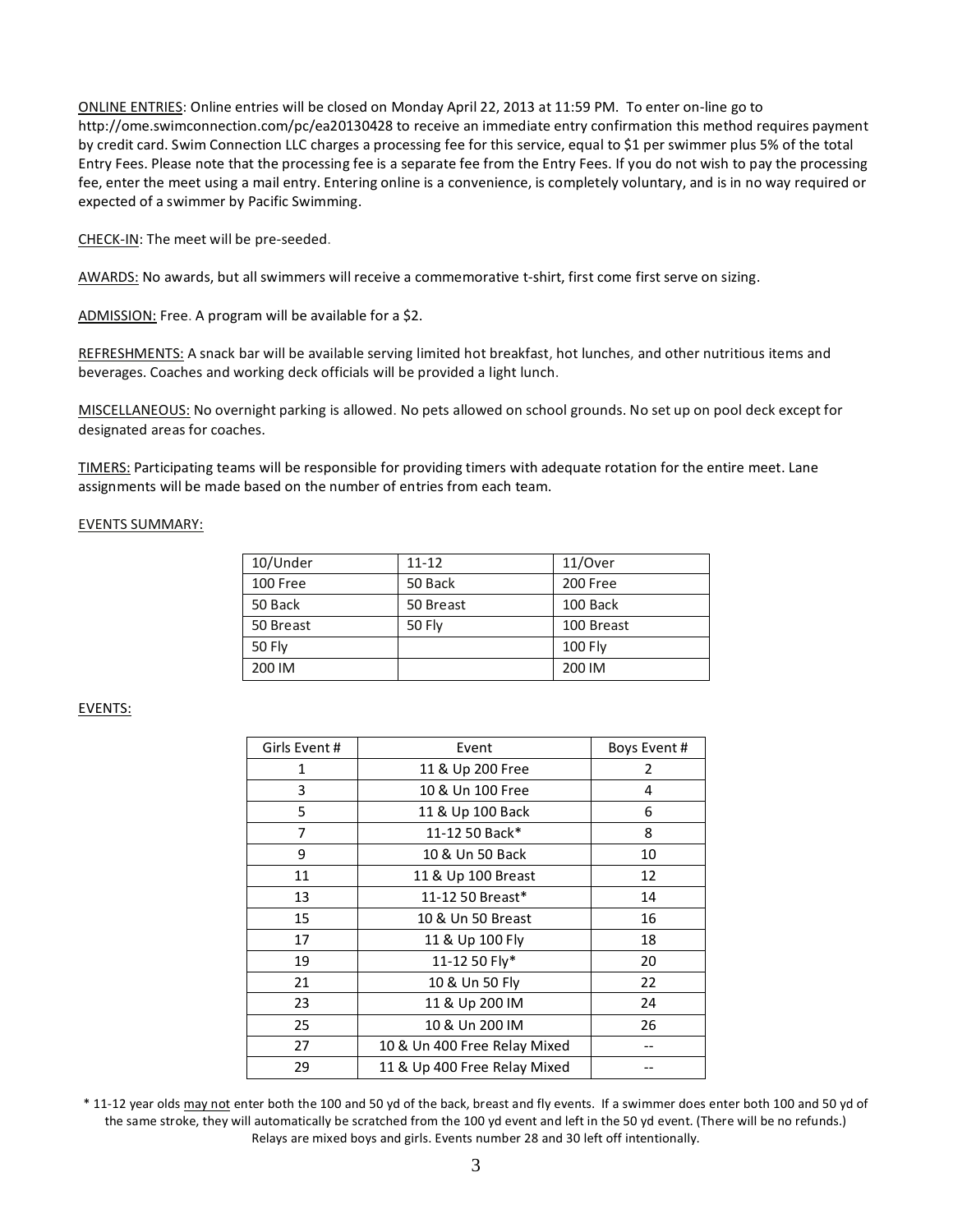<u>ONLINE ENTRIES</u>: Online entries will be closed on Monday April 22, 2013 at 11:59 PM. To enter on-line go to http://ome.swimconnection.com/pc/ea20130428 to receive an immediate entry confirmation this method requires payment by credit card. Swim Connection LLC charges a processing fee for this service, equal to $1 per swimmer plus 5% of the total Entry Fees. Please note that the processing fee is a separate fee from the Entry Fees. If you do not wish to pay the processing fee, enter the meet using a mail entry. Entering online is a convenience, is completely voluntary, and is in no way required or expected of a swimmer by Pacific Swimming.

<u>CHECK-IN</u>: The meet will be pre-seeded.

<u>AWARDS:</u> No awards, but all swimmers will receive a commemorative t-shirt, first come first serve on sizing.

<u>ADMISSION:</u> Free. A program will be available for a $2.

<u>REFRESHMENTS:</u> A snack bar will be available serving limited hot breakfast, hot lunches, and other nutritious items and beverages. Coaches and working deck officials will be provided a light lunch.

<u>MISCELLANEOUS:</u> No overnight parking is allowed. No pets allowed on school grounds. No set up on pool deck except for designated areas for coaches.

<u>TIMERS:</u> Participating teams will be responsible for providing timers with adequate rotation for the entire meet. Lane assignments will be made based on the number of entries from each team.

<u>EVENTS SUMMARY:</u>

| 10/Under | 11-12 | 11/Over |
|---|---|---|
| 100 Free | 50 Back | 200 Free |
| 50 Back | 50 Breast | 100 Back |
| 50 Breast | 50 Fly | 100 Breast |
| 50 Fly | | 100 Fly |
| 200 IM | | 200 IM |

<u>EVENTS:</u>

| Girls Event # | Event | Boys Event # |
|---|---|---|
| 1 | 11 & Up 200 Free | 2 |
| 3 | 10 & Un 100 Free | 4 |
| 5 | 11 & Up 100 Back | 6 |
| 7 | 11-12 50 Back* | 8 |
| 9 | 10 & Un 50 Back | 10 |
| 11 | 11 & Up 100 Breast | 12 |
| 13 | 11-12 50 Breast* | 14 |
| 15 | 10 & Un 50 Breast | 16 |
| 17 | 11 & Up 100 Fly | 18 |
| 19 | 11-12 50 Fly* | 20 |
| 21 | 10 & Un 50 Fly | 22 |
| 23 | 11 & Up 200 IM | 24 |
| 25 | 10 & Un 200 IM | 26 |
| 27 | 10 & Un 400 Free Relay Mixed | -- |
| 29 | 11 & Up 400 Free Relay Mixed | -- |

* 11-12 year olds <u>may not</u> enter both the 100 and 50 yd of the back, breast and fly events. If a swimmer does enter both 100 and 50 yd of the same stroke, they will automatically be scratched from the 100 yd event and left in the 50 yd event. (There will be no refunds.) Relays are mixed boys and girls. Events number 28 and 30 left off intentionally.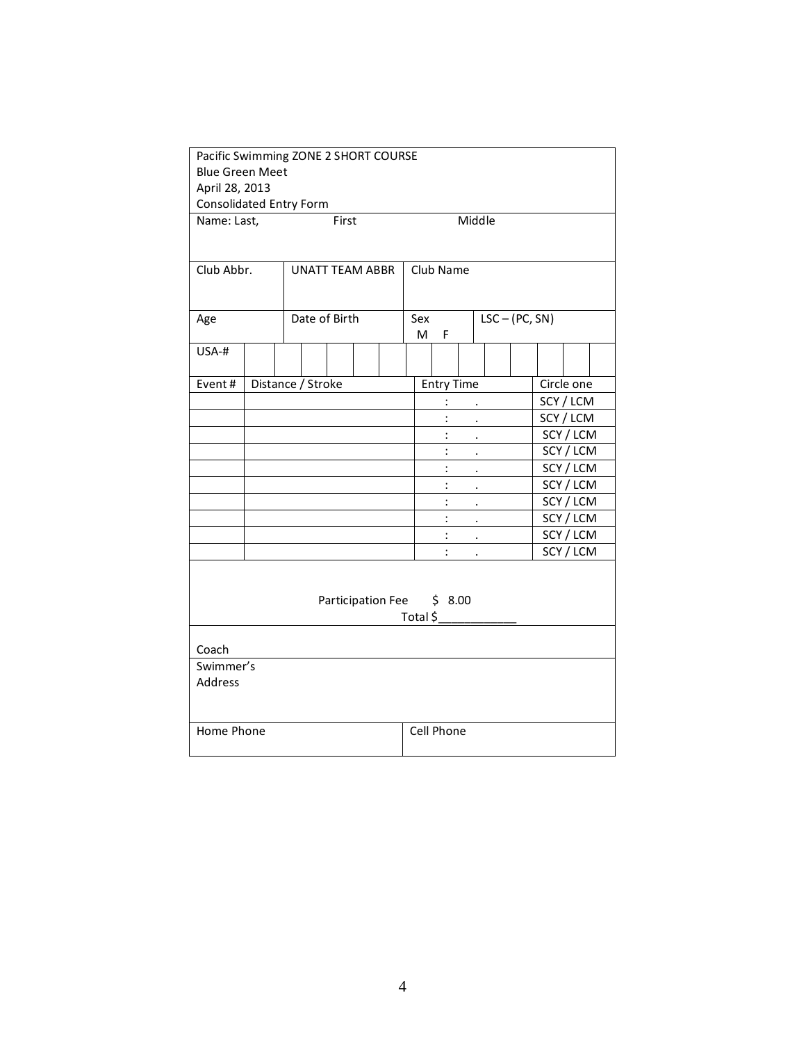Pacific Swimming ZONE 2 SHORT COURSE
Blue Green Meet
April 28, 2013
Consolidated Entry Form

| | | | |
|---|---|---|---|
| Name: Last, | First | Middle | |
| Club Abbr. | UNATT TEAM ABBR | Club Name | |
| Age | Date of Birth | Sex M F | LSC – (PC, SN) |

| | | | | | | | | | | | | | |
|---|---|---|---|---|---|---|---|---|---|---|---|---|---|
| USA-# | | | | | | | | | | | | | |

| Event # | Distance / Stroke | Entry Time | Circle one |
|---|---|---|---|
| | | : . | SCY / LCM |
| | | : . | SCY / LCM |
| | | : . | SCY / LCM |
| | | : . | SCY / LCM |
| | | : . | SCY / LCM |
| | | : . | SCY / LCM |
| | | : . | SCY / LCM |
| | | : . | SCY / LCM |
| | | : . | SCY / LCM |
| | | : . | SCY / LCM |

Participation Fee $ 8.00

Total $____________

| | |
|---|---|
| Coach | |
| Swimmer's Address | |
| Home Phone | Cell Phone |